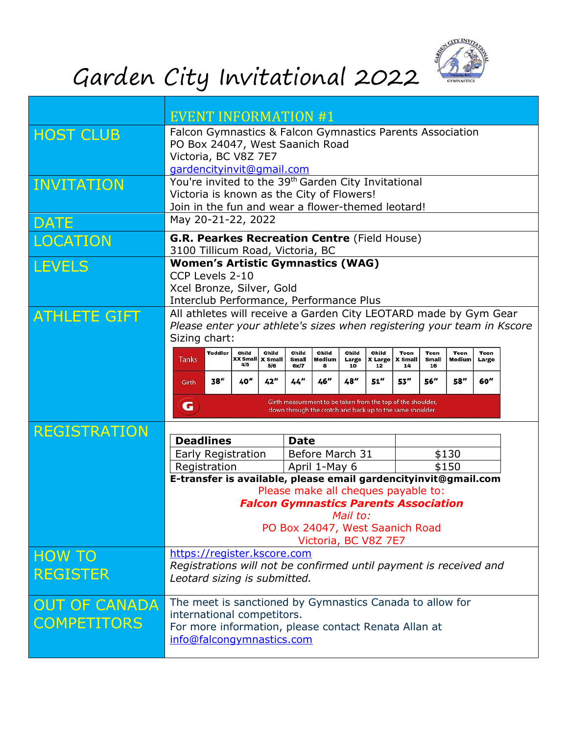# Garden City Invitational 2022

## EVENT INFORMATION #1

### HOST CLUB

Falcon Gymnastics & Falcon Gymnastics Parents Association
PO Box 24047, West Saanich Road
Victoria, BC V8Z 7E7
gardencityinvit@gmail.com

### INVITATION

You're invited to the 39th Garden City Invitational
Victoria is known as the City of Flowers!
Join in the fun and wear a flower-themed leotard!

### DATE

May 20-21-22, 2022

### LOCATION

**G.R. Pearkes Recreation Centre** (Field House)
3100 Tillicum Road, Victoria, BC

### LEVELS

**Women's Artistic Gymnastics (WAG)**
CCP Levels 2-10
Xcel Bronze, Silver, Gold
Interclub Performance, Performance Plus

### ATHLETE GIFT

All athletes will receive a Garden City LEOTARD made by Gym Gear
*Please enter your athlete's sizes when registering your team in Kscore*
Sizing chart:

| Tanks | Toddler | Child XX Small 4/5 | Child X Small 5/6 | Child Small 6x/7 | Child Medium 8 | Child Large 10 | Child X Large 12 | Teen X Small 14 | Teen Small 16 | Teen Medium | Teen Large |
|---|---|---|---|---|---|---|---|---|---|---|---|
| Girth | 38" | 40" | 42" | 44" | 46" | 48" | 51" | 53" | 56" | 58" | 60" |

Girth measurement to be taken from the top of the shoulder, down through the crotch and back up to the same shoulder.

### REGISTRATION

| Deadlines | Date | |
|---|---|---|
| Early Registration | Before March 31 | $130 |
| Registration | April 1-May 6 | $150 |

**E-transfer is available, please email gardencityinvit@gmail.com**

Please make all cheques payable to:
***Falcon Gymnastics Parents Association***
*Mail to:*
PO Box 24047, West Saanich Road
Victoria, BC V8Z 7E7

### HOW TO REGISTER

https://register.kscore.com
*Registrations will not be confirmed until payment is received and Leotard sizing is submitted.*

### OUT OF CANADA COMPETITORS

The meet is sanctioned by Gymnastics Canada to allow for international competitors.
For more information, please contact Renata Allan at info@falcongymnastics.com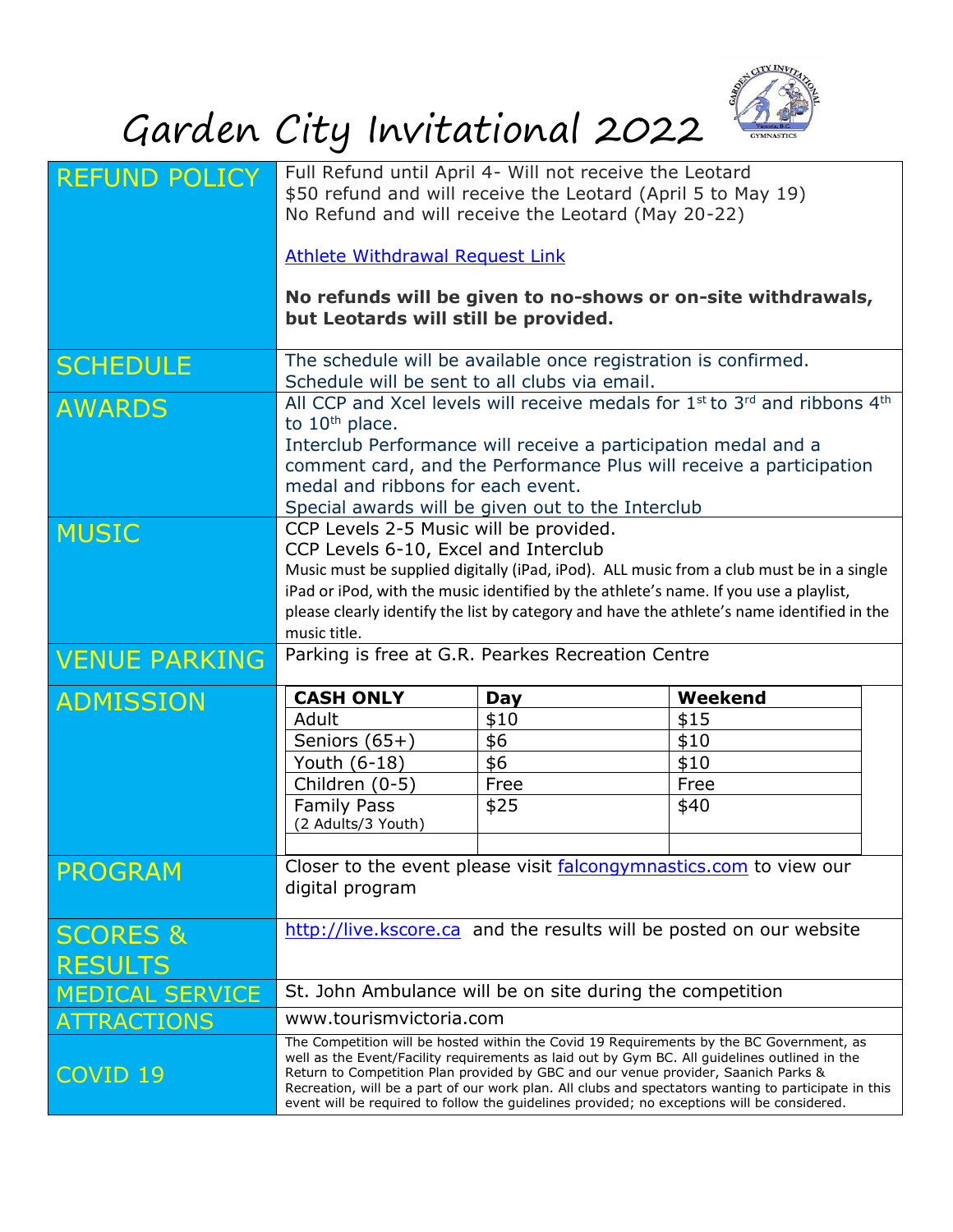# Garden City Invitational 2022

## REFUND POLICY

Full Refund until April 4- Will not receive the Leotard
$50 refund and will receive the Leotard (April 5 to May 19)
No Refund and will receive the Leotard (May 20-22)

Athlete Withdrawal Request Link

**No refunds will be given to no-shows or on-site withdrawals, but Leotards will still be provided.**

## SCHEDULE

The schedule will be available once registration is confirmed. Schedule will be sent to all clubs via email.

## AWARDS

All CCP and Xcel levels will receive medals for 1st to 3rd and ribbons 4th to 10th place.
Interclub Performance will receive a participation medal and a comment card, and the Performance Plus will receive a participation medal and ribbons for each event.
Special awards will be given out to the Interclub

## MUSIC

CCP Levels 2-5 Music will be provided.
CCP Levels 6-10, Excel and Interclub
Music must be supplied digitally (iPad, iPod). ALL music from a club must be in a single iPad or iPod, with the music identified by the athlete's name. If you use a playlist, please clearly identify the list by category and have the athlete's name identified in the music title.

## VENUE PARKING

Parking is free at G.R. Pearkes Recreation Centre

## ADMISSION

| CASH ONLY | Day | Weekend |
|---|---|---|
| Adult | $10 | $15 |
| Seniors (65+) | $6 | $10 |
| Youth (6-18) | $6 | $10 |
| Children (0-5) | Free | Free |
| Family Pass (2 Adults/3 Youth) | $25 | $40 |
| | | |

## PROGRAM

Closer to the event please visit falcongymnastics.com to view our digital program

## SCORES & RESULTS

http://live.kscore.ca and the results will be posted on our website

## MEDICAL SERVICE

St. John Ambulance will be on site during the competition

## ATTRACTIONS

www.tourismvictoria.com

## COVID 19

The Competition will be hosted within the Covid 19 Requirements by the BC Government, as well as the Event/Facility requirements as laid out by Gym BC. All guidelines outlined in the Return to Competition Plan provided by GBC and our venue provider, Saanich Parks & Recreation, will be a part of our work plan. All clubs and spectators wanting to participate in this event will be required to follow the guidelines provided; no exceptions will be considered.